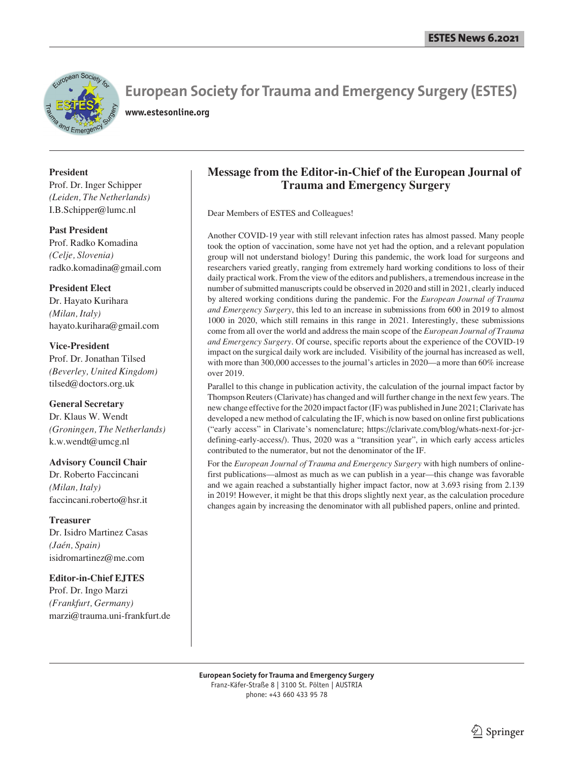# European Society for Trauma and Emergency Surgery (ESTES)

**www.estesonline.org**

**President**
Prof. Dr. Inger Schipper
*(Leiden, The Netherlands)*
I.B.Schipper@lumc.nl

**Past President**
Prof. Radko Komadina
*(Celje, Slovenia)*
radko.komadina@gmail.com

**President Elect**
Dr. Hayato Kurihara
*(Milan, Italy)*
hayato.kurihara@gmail.com

**Vice-President**
Prof. Dr. Jonathan Tilsed
*(Beverley, United Kingdom)*
tilsed@doctors.org.uk

**General Secretary**
Dr. Klaus W. Wendt
*(Groningen, The Netherlands)*
k.w.wendt@umcg.nl

**Advisory Council Chair**
Dr. Roberto Faccincani
*(Milan, Italy)*
faccincani.roberto@hsr.it

**Treasurer**
Dr. Isidro Martinez Casas
*(Jaén, Spain)*
isidromartinez@me.com

**Editor-in-Chief EJTES**
Prof. Dr. Ingo Marzi
*(Frankfurt, Germany)*
marzi@trauma.uni-frankfurt.de

## Message from the Editor-in-Chief of the European Journal of Trauma and Emergency Surgery

Dear Members of ESTES and Colleagues!

Another COVID-19 year with still relevant infection rates has almost passed. Many people took the option of vaccination, some have not yet had the option, and a relevant population group will not understand biology! During this pandemic, the work load for surgeons and researchers varied greatly, ranging from extremely hard working conditions to loss of their daily practical work. From the view of the editors and publishers, a tremendous increase in the number of submitted manuscripts could be observed in 2020 and still in 2021, clearly induced by altered working conditions during the pandemic. For the *European Journal of Trauma and Emergency Surgery*, this led to an increase in submissions from 600 in 2019 to almost 1000 in 2020, which still remains in this range in 2021. Interestingly, these submissions come from all over the world and address the main scope of the *European Journal of Trauma and Emergency Surgery*. Of course, specific reports about the experience of the COVID-19 impact on the surgical daily work are included. Visibility of the journal has increased as well, with more than 300,000 accesses to the journal's articles in 2020—a more than 60% increase over 2019.

Parallel to this change in publication activity, the calculation of the journal impact factor by Thompson Reuters (Clarivate) has changed and will further change in the next few years. The new change effective for the 2020 impact factor (IF) was published in June 2021; Clarivate has developed a new method of calculating the IF, which is now based on online first publications ("early access" in Clarivate's nomenclature; https://clarivate.com/blog/whats-next-for-jcr-defining-early-access/). Thus, 2020 was a "transition year", in which early access articles contributed to the numerator, but not the denominator of the IF.

For the *European Journal of Trauma and Emergency Surgery* with high numbers of online-first publications—almost as much as we can publish in a year—this change was favorable and we again reached a substantially higher impact factor, now at 3.693 rising from 2.139 in 2019! However, it might be that this drops slightly next year, as the calculation procedure changes again by increasing the denominator with all published papers, online and printed.

**European Society for Trauma and Emergency Surgery**
Franz-Käfer-Straße 8 | 3100 St. Pölten | AUSTRIA
phone: +43 660 433 95 78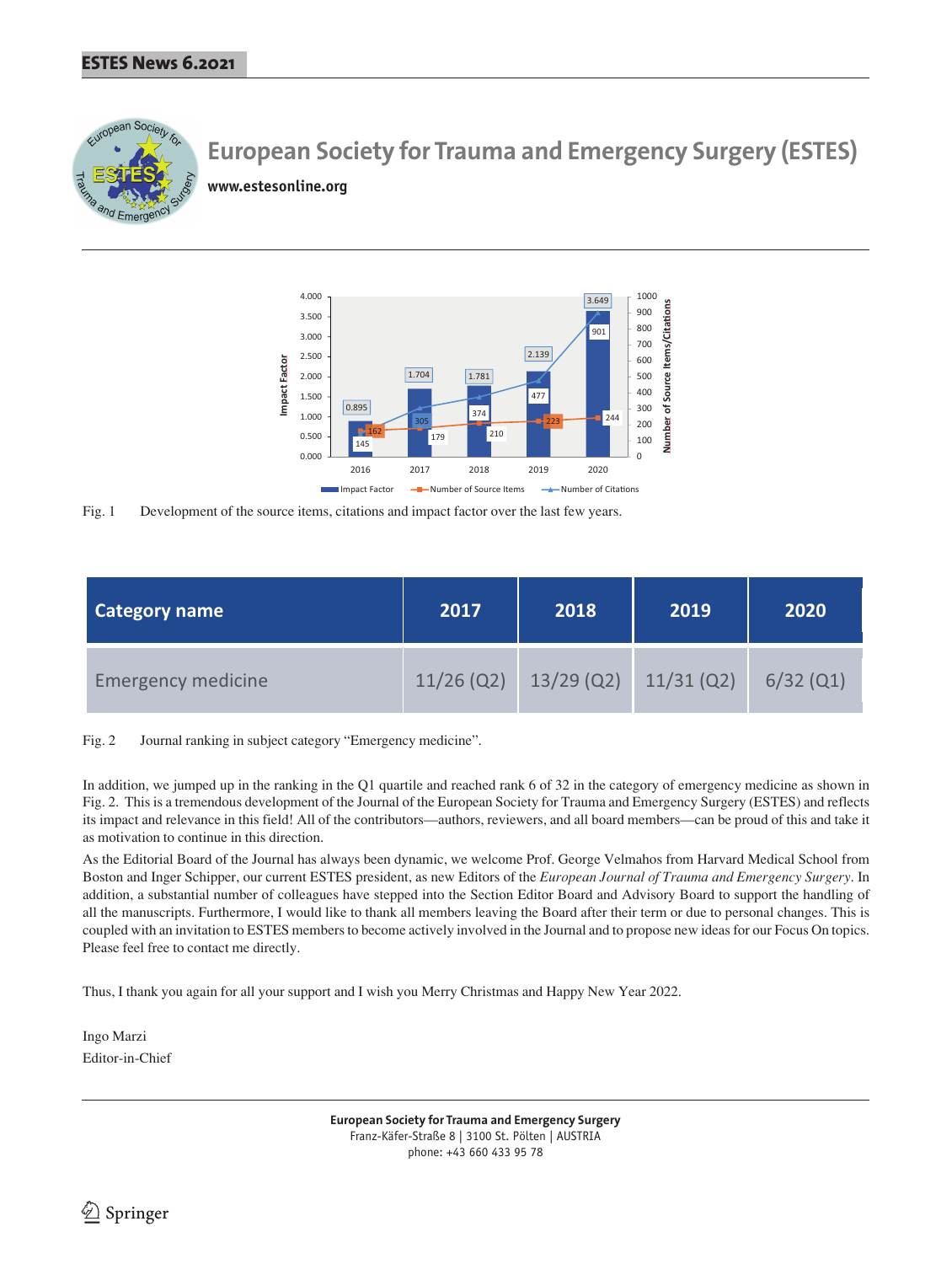# European Society for Trauma and Emergency Surgery (ESTES)

**www.estesonline.org**

Fig. 1 Development of the source items, citations and impact factor over the last few years.

| Category name | 2017 | 2018 | 2019 | 2020 |
|---|---|---|---|---|
| Emergency medicine | 11/26 (Q2) | 13/29 (Q2) | 11/31 (Q2) | 6/32 (Q1) |

Fig. 2 Journal ranking in subject category "Emergency medicine".

In addition, we jumped up in the ranking in the Q1 quartile and reached rank 6 of 32 in the category of emergency medicine as shown in Fig. 2. This is a tremendous development of the Journal of the European Society for Trauma and Emergency Surgery (ESTES) and reflects its impact and relevance in this field! All of the contributors—authors, reviewers, and all board members—can be proud of this and take it as motivation to continue in this direction.

As the Editorial Board of the Journal has always been dynamic, we welcome Prof. George Velmahos from Harvard Medical School from Boston and Inger Schipper, our current ESTES president, as new Editors of the *European Journal of Trauma and Emergency Surgery*. In addition, a substantial number of colleagues have stepped into the Section Editor Board and Advisory Board to support the handling of all the manuscripts. Furthermore, I would like to thank all members leaving the Board after their term or due to personal changes. This is coupled with an invitation to ESTES members to become actively involved in the Journal and to propose new ideas for our Focus On topics. Please feel free to contact me directly.

Thus, I thank you again for all your support and I wish you Merry Christmas and Happy New Year 2022.

Ingo Marzi
Editor-in-Chief

**European Society for Trauma and Emergency Surgery**
Franz-Käfer-Straße 8 | 3100 St. Pölten | AUSTRIA
phone: +43 660 433 95 78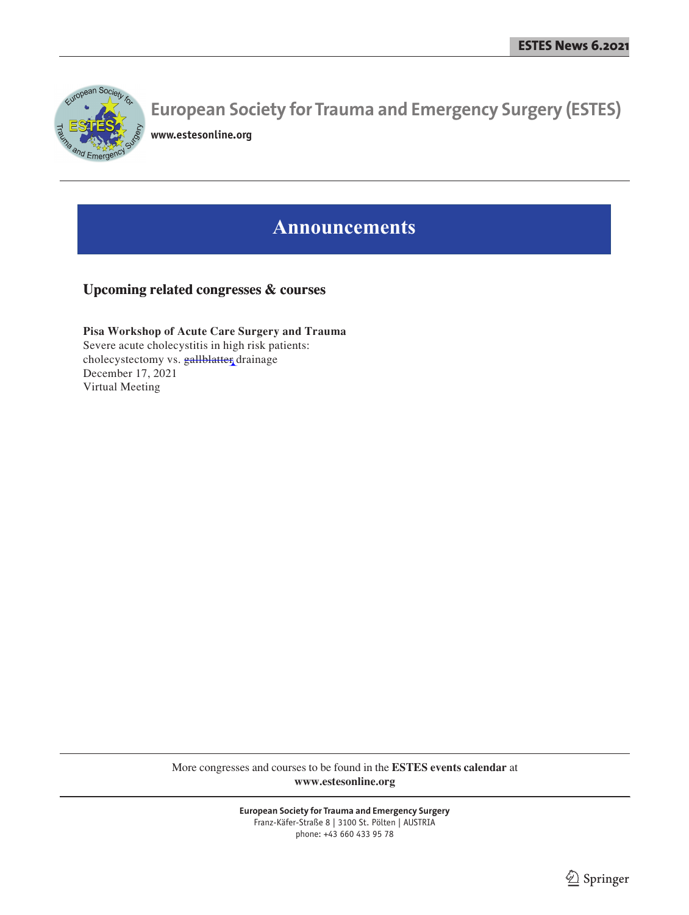# European Society for Trauma and Emergency Surgery (ESTES)

**www.estesonline.org**

## Announcements

### Upcoming related congresses & courses

**Pisa Workshop of Acute Care Surgery and Trauma**
Severe acute cholecystitis in high risk patients: cholecystectomy vs. gallblatter drainage
December 17, 2021
Virtual Meeting

More congresses and courses to be found in the **ESTES events calendar** at **www.estesonline.org**

**European Society for Trauma and Emergency Surgery**
Franz-Käfer-Straße 8 | 3100 St. Pölten | AUSTRIA
phone: +43 660 433 95 78